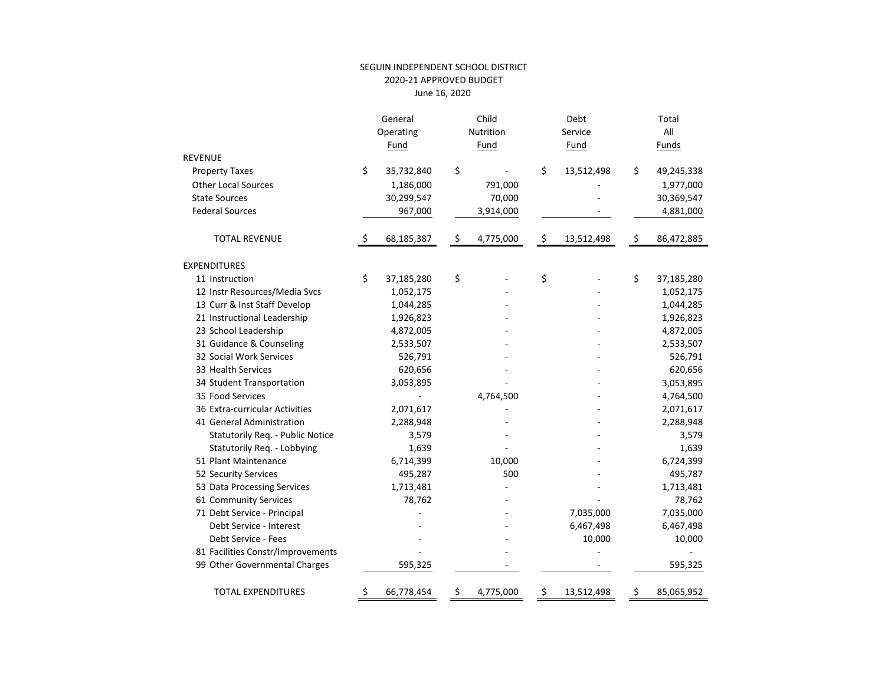SEGUIN INDEPENDENT SCHOOL DISTRICT

2020-21 APPROVED BUDGET

June 16, 2020

| | General Operating Fund | Child Nutrition Fund | Debt Service Fund | Total All Funds |
|---|---|---|---|---|
| **REVENUE** | | | | |
| Property Taxes | $ 35,732,840 | $ - | $ 13,512,498 | $ 49,245,338 |
| Other Local Sources | 1,186,000 | 791,000 | - | 1,977,000 |
| State Sources | 30,299,547 | 70,000 | - | 30,369,547 |
| Federal Sources | 967,000 | 3,914,000 | - | 4,881,000 |
| TOTAL REVENUE | $ 68,185,387 | $ 4,775,000 | $ 13,512,498 | $ 86,472,885 |
| **EXPENDITURES** | | | | |
| 11 Instruction | $ 37,185,280 | $ - | $ - | $ 37,185,280 |
| 12 Instr Resources/Media Svcs | 1,052,175 | - | - | 1,052,175 |
| 13 Curr & Inst Staff Develop | 1,044,285 | - | - | 1,044,285 |
| 21 Instructional Leadership | 1,926,823 | - | - | 1,926,823 |
| 23 School Leadership | 4,872,005 | - | - | 4,872,005 |
| 31 Guidance & Counseling | 2,533,507 | - | - | 2,533,507 |
| 32 Social Work Services | 526,791 | - | - | 526,791 |
| 33 Health Services | 620,656 | - | - | 620,656 |
| 34 Student Transportation | 3,053,895 | - | - | 3,053,895 |
| 35 Food Services | - | 4,764,500 | - | 4,764,500 |
| 36 Extra-curricular Activities | 2,071,617 | - | - | 2,071,617 |
| 41 General Administration | 2,288,948 | - | - | 2,288,948 |
| Statutorily Req. - Public Notice | 3,579 | - | - | 3,579 |
| Statutorily Req. - Lobbying | 1,639 | - | - | 1,639 |
| 51 Plant Maintenance | 6,714,399 | 10,000 | - | 6,724,399 |
| 52 Security Services | 495,287 | 500 | - | 495,787 |
| 53 Data Processing Services | 1,713,481 | - | - | 1,713,481 |
| 61 Community Services | 78,762 | - | - | 78,762 |
| 71 Debt Service - Principal | - | - | 7,035,000 | 7,035,000 |
| Debt Service - Interest | - | - | 6,467,498 | 6,467,498 |
| Debt Service - Fees | - | - | 10,000 | 10,000 |
| 81 Facilities Constr/Improvements | - | - | - | - |
| 99 Other Governmental Charges | 595,325 | - | - | 595,325 |
| TOTAL EXPENDITURES | $ 66,778,454 | $ 4,775,000 | $ 13,512,498 | $ 85,065,952 |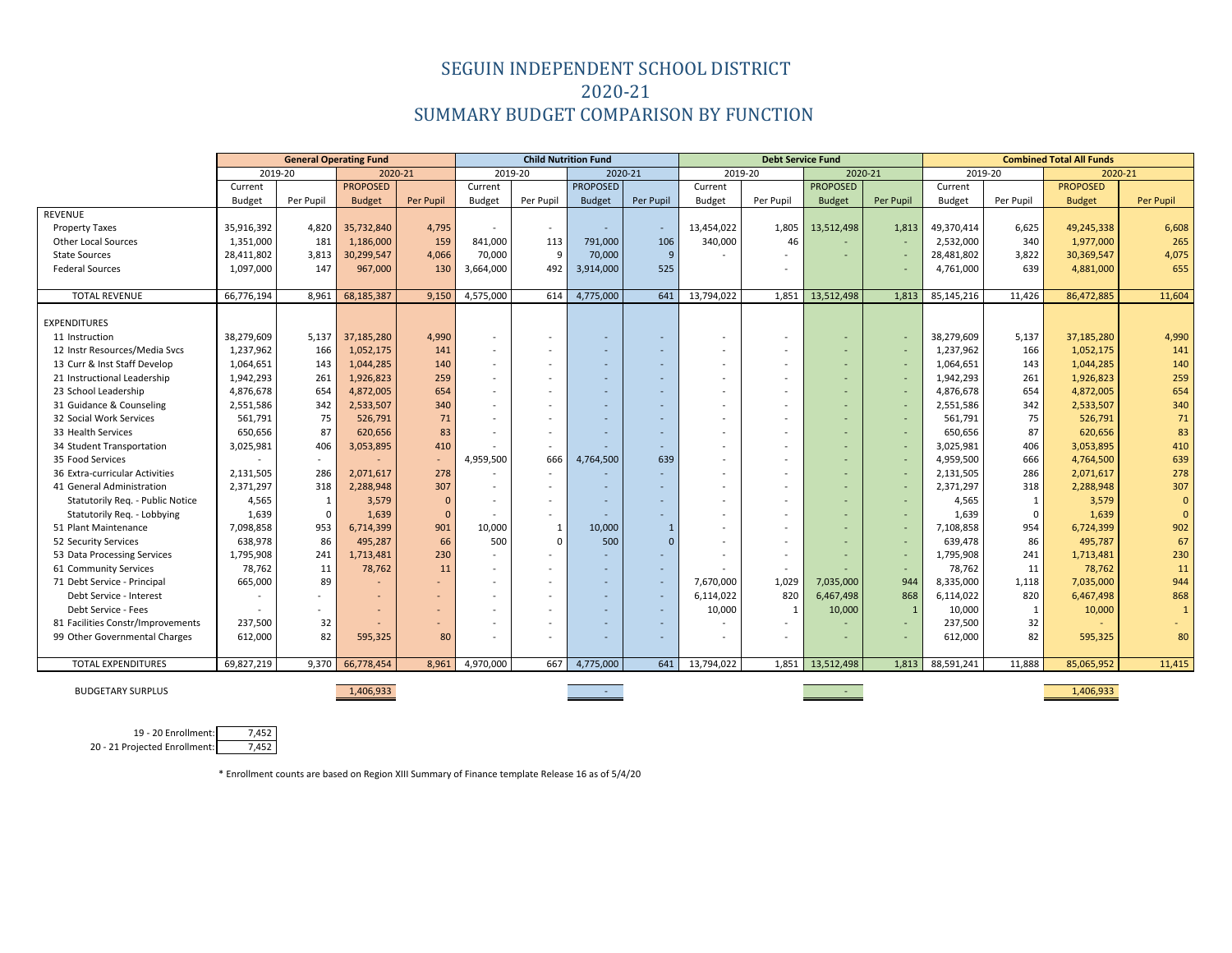# SEGUIN INDEPENDENT SCHOOL DISTRICT
## 2020-21
## SUMMARY BUDGET COMPARISON BY FUNCTION

| | General Operating Fund | | | | Child Nutrition Fund | | | | Debt Service Fund | | | | Combined Total All Funds | | | |
|---|---|---|---|---|---|---|---|---|---|---|---|---|---|---|---|---|
| | 2019-20 | | 2020-21 | | 2019-20 | | 2020-21 | | 2019-20 | | 2020-21 | | 2019-20 | | 2020-21 | |
| | Current Budget | Per Pupil | PROPOSED Budget | Per Pupil | Current Budget | Per Pupil | PROPOSED Budget | Per Pupil | Current Budget | Per Pupil | PROPOSED Budget | Per Pupil | Current Budget | Per Pupil | PROPOSED Budget | Per Pupil |
| REVENUE | | | | | | | | | | | | | | | | |
| Property Taxes | 35,916,392 | 4,820 | 35,732,840 | 4,795 | - | - | - | - | 13,454,022 | 1,805 | 13,512,498 | 1,813 | 49,370,414 | 6,625 | 49,245,338 | 6,608 |
| Other Local Sources | 1,351,000 | 181 | 1,186,000 | 159 | 841,000 | 113 | 791,000 | 106 | 340,000 | 46 | - | - | 2,532,000 | 340 | 1,977,000 | 265 |
| State Sources | 28,411,802 | 3,813 | 30,299,547 | 4,066 | 70,000 | 9 | 70,000 | 9 | - | - | - | - | 28,481,802 | 3,822 | 30,369,547 | 4,075 |
| Federal Sources | 1,097,000 | 147 | 967,000 | 130 | 3,664,000 | 492 | 3,914,000 | 525 | | - | | - | 4,761,000 | 639 | 4,881,000 | 655 |
| TOTAL REVENUE | 66,776,194 | 8,961 | 68,185,387 | 9,150 | 4,575,000 | 614 | 4,775,000 | 641 | 13,794,022 | 1,851 | 13,512,498 | 1,813 | 85,145,216 | 11,426 | 86,472,885 | 11,604 |
| EXPENDITURES | | | | | | | | | | | | | | | | |
| 11 Instruction | 38,279,609 | 5,137 | 37,185,280 | 4,990 | - | - | - | - | - | - | - | - | 38,279,609 | 5,137 | 37,185,280 | 4,990 |
| 12 Instr Resources/Media Svcs | 1,237,962 | 166 | 1,052,175 | 141 | - | - | - | - | - | - | - | - | 1,237,962 | 166 | 1,052,175 | 141 |
| 13 Curr & Inst Staff Develop | 1,064,651 | 143 | 1,044,285 | 140 | - | - | - | - | - | - | - | - | 1,064,651 | 143 | 1,044,285 | 140 |
| 21 Instructional Leadership | 1,942,293 | 261 | 1,926,823 | 259 | - | - | - | - | - | - | - | - | 1,942,293 | 261 | 1,926,823 | 259 |
| 23 School Leadership | 4,876,678 | 654 | 4,872,005 | 654 | - | - | - | - | - | - | - | - | 4,876,678 | 654 | 4,872,005 | 654 |
| 31 Guidance & Counseling | 2,551,586 | 342 | 2,533,507 | 340 | - | - | - | - | - | - | - | - | 2,551,586 | 342 | 2,533,507 | 340 |
| 32 Social Work Services | 561,791 | 75 | 526,791 | 71 | - | - | - | - | - | - | - | - | 561,791 | 75 | 526,791 | 71 |
| 33 Health Services | 650,656 | 87 | 620,656 | 83 | - | - | - | - | - | - | - | - | 650,656 | 87 | 620,656 | 83 |
| 34 Student Transportation | 3,025,981 | 406 | 3,053,895 | 410 | - | - | - | - | - | - | - | - | 3,025,981 | 406 | 3,053,895 | 410 |
| 35 Food Services | - | - | - | - | 4,959,500 | 666 | 4,764,500 | 639 | - | - | - | - | 4,959,500 | 666 | 4,764,500 | 639 |
| 36 Extra-curricular Activities | 2,131,505 | 286 | 2,071,617 | 278 | - | - | - | - | - | - | - | - | 2,131,505 | 286 | 2,071,617 | 278 |
| 41 General Administration | 2,371,297 | 318 | 2,288,948 | 307 | - | - | - | - | - | - | - | - | 2,371,297 | 318 | 2,288,948 | 307 |
| Statutorily Req. - Public Notice | 4,565 | 1 | 3,579 | 0 | - | - | - | - | - | - | - | - | 4,565 | 1 | 3,579 | 0 |
| Statutorily Req. - Lobbying | 1,639 | 0 | 1,639 | 0 | - | - | - | - | - | - | - | - | 1,639 | 0 | 1,639 | 0 |
| 51 Plant Maintenance | 7,098,858 | 953 | 6,714,399 | 901 | 10,000 | 1 | 10,000 | 1 | - | - | - | - | 7,108,858 | 954 | 6,724,399 | 902 |
| 52 Security Services | 638,978 | 86 | 495,287 | 66 | 500 | 0 | 500 | 0 | - | - | - | - | 639,478 | 86 | 495,787 | 67 |
| 53 Data Processing Services | 1,795,908 | 241 | 1,713,481 | 230 | - | - | - | - | - | - | - | - | 1,795,908 | 241 | 1,713,481 | 230 |
| 61 Community Services | 78,762 | 11 | 78,762 | 11 | - | - | - | - | - | - | - | - | 78,762 | 11 | 78,762 | 11 |
| 71 Debt Service - Principal | 665,000 | 89 | - | - | - | - | - | - | 7,670,000 | 1,029 | 7,035,000 | 944 | 8,335,000 | 1,118 | 7,035,000 | 944 |
| Debt Service - Interest | - | - | - | - | - | - | - | - | 6,114,022 | 820 | 6,467,498 | 868 | 6,114,022 | 820 | 6,467,498 | 868 |
| Debt Service - Fees | - | - | - | - | - | - | - | - | 10,000 | 1 | 10,000 | 1 | 10,000 | 1 | 10,000 | 1 |
| 81 Facilities Constr/Improvements | 237,500 | 32 | - | - | - | - | - | - | - | - | - | - | 237,500 | 32 | - | - |
| 99 Other Governmental Charges | 612,000 | 82 | 595,325 | 80 | - | - | - | - | - | - | - | - | 612,000 | 82 | 595,325 | 80 |
| TOTAL EXPENDITURES | 69,827,219 | 9,370 | 66,778,454 | 8,961 | 4,970,000 | 667 | 4,775,000 | 641 | 13,794,022 | 1,851 | 13,512,498 | 1,813 | 88,591,241 | 11,888 | 85,065,952 | 11,415 |
| BUDGETARY SURPLUS | | | 1,406,933 | | | | - | | | | - | | | | 1,406,933 | |

| | |
|---|---|
| 19 - 20 Enrollment: | 7,452 |
| 20 - 21 Projected Enrollment: | 7,452 |

* Enrollment counts are based on Region XIII Summary of Finance template Release 16 as of 5/4/20